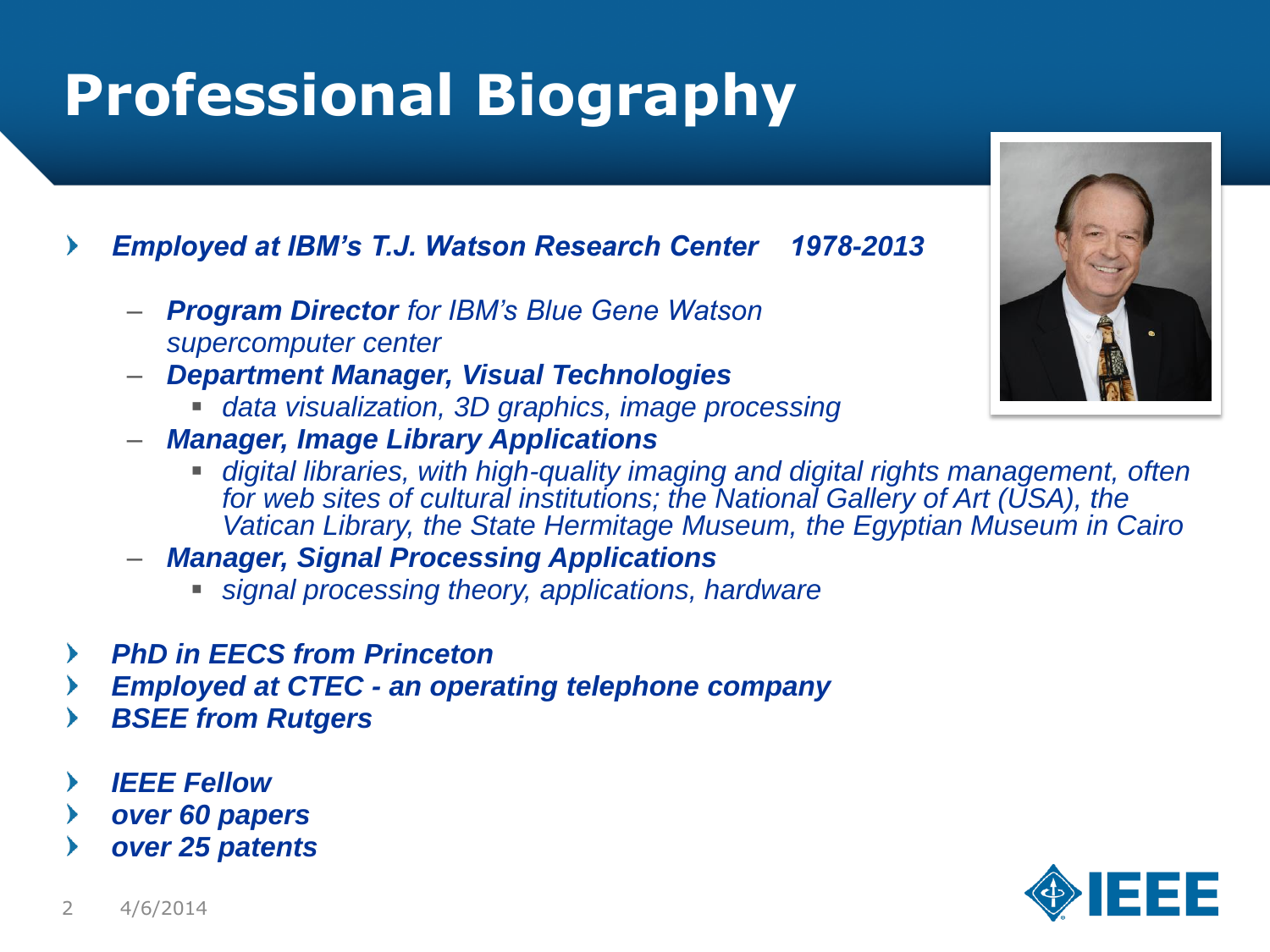# Professional Biography

- ***Employed at IBM's T.J. Watson Research Center 1978-2013***
  - ***Program Director*** *for IBM's Blue Gene Watson supercomputer center*
  - ***Department Manager, Visual Technologies***
    - *data visualization, 3D graphics, image processing*
  - ***Manager, Image Library Applications***
    - *digital libraries, with high-quality imaging and digital rights management, often for web sites of cultural institutions; the National Gallery of Art (USA), the Vatican Library, the State Hermitage Museum, the Egyptian Museum in Cairo*
  - ***Manager, Signal Processing Applications***
    - *signal processing theory, applications, hardware*

- ***PhD in EECS from Princeton***
- ***Employed at CTEC - an operating telephone company***
- ***BSEE from Rutgers***

- ***IEEE Fellow***
- ***over 60 papers***
- ***over 25 patents***

4/6/2014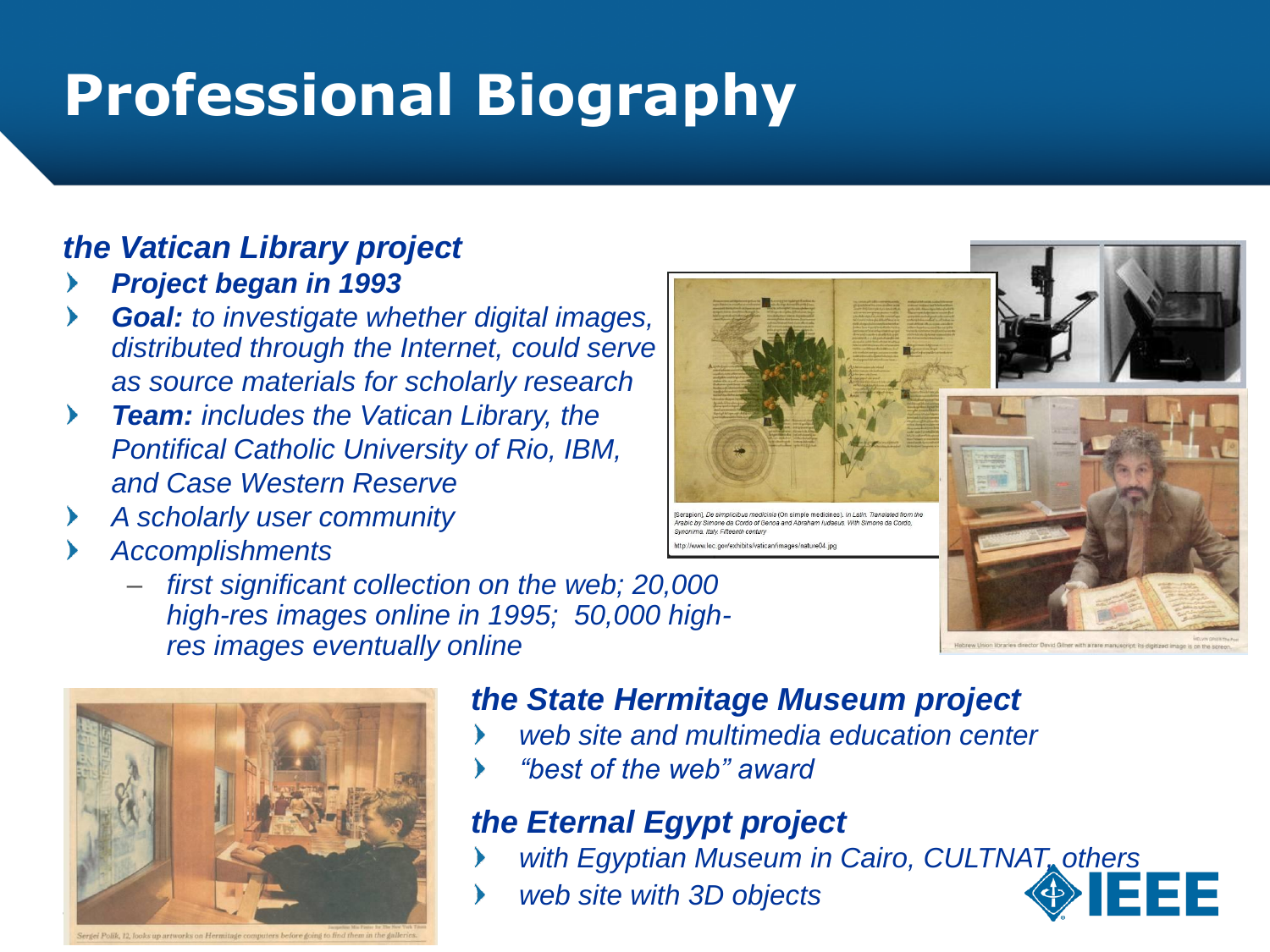# Professional Biography

### *the Vatican Library project*

- ***Project began in 1993***
- ***Goal:*** *to investigate whether digital images, distributed through the Internet, could serve as source materials for scholarly research*
- ***Team:*** *includes the Vatican Library, the Pontifical Catholic University of Rio, IBM, and Case Western Reserve*
- *A scholarly user community*
- *Accomplishments*
  - *first significant collection on the web; 20,000 high-res images online in 1995; 50,000 high-res images eventually online*

[Serapion]. *De simplicibus medicinis* (On simple medicines). In Latin. Translated from the Arabic by Simone da Cordo of Genoa and Abraham Iudaeus. With Simone da Cordo, *Synonima*. Italy. Fifteenth century

http://www.loc.gov/exhibits/vatican/images/nature04.jpg

Hebrew Union libraries director David Gilner with a rare manuscript; its digitized image is on the screen.

### *the State Hermitage Museum project*

- *web site and multimedia education center*
- *"best of the web" award*

### *the Eternal Egypt project*

- *with Egyptian Museum in Cairo, CULTNAT, others*
- *web site with 3D objects*

Sergei Polik, 12, looks up artworks on Hermitage computers before going to find them in the galleries.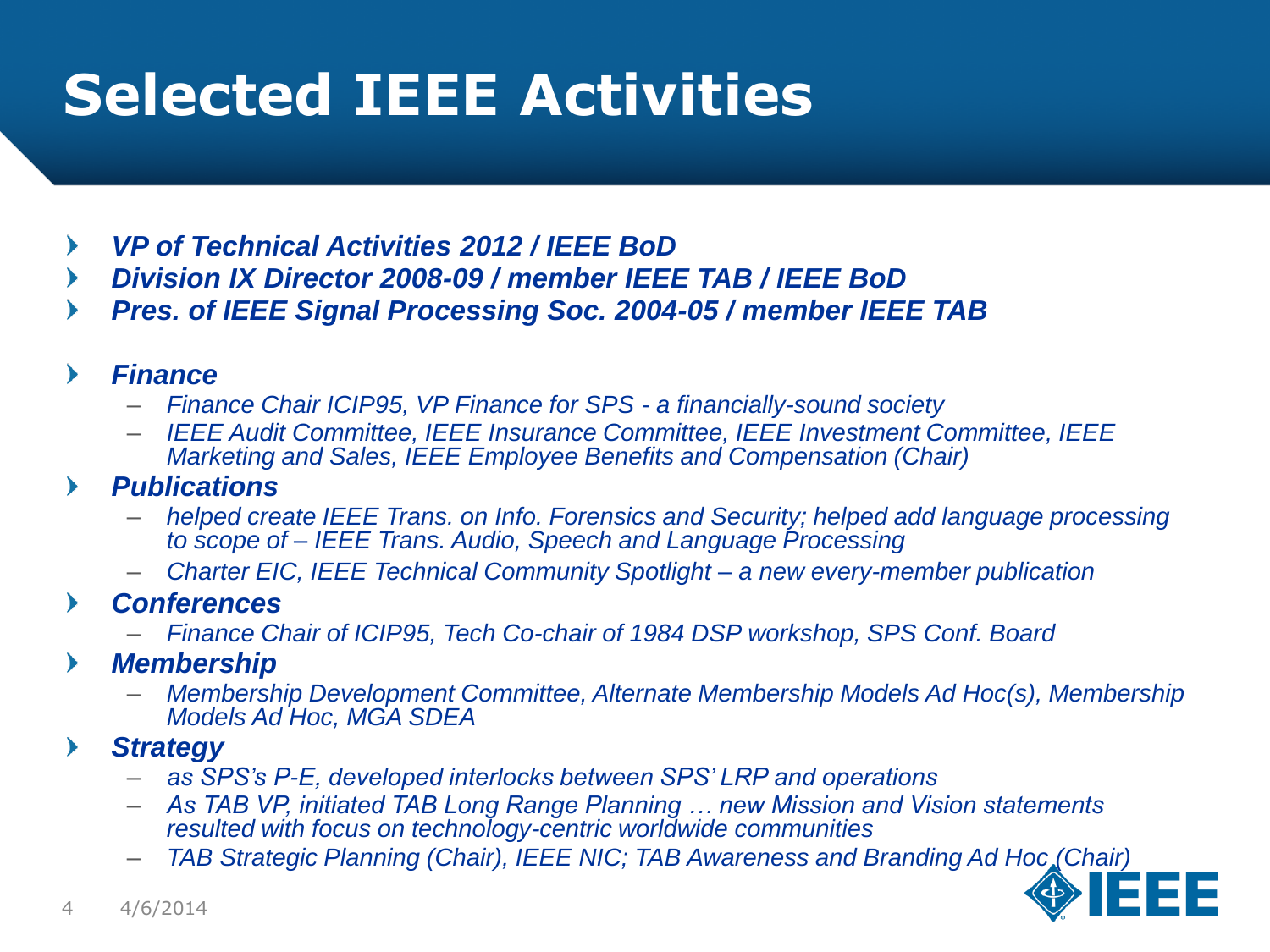# Selected IEEE Activities

- ***VP of Technical Activities 2012 / IEEE BoD***
- ***Division IX Director 2008-09 / member IEEE TAB / IEEE BoD***
- ***Pres. of IEEE Signal Processing Soc. 2004-05 / member IEEE TAB***

- ***Finance***
  - *Finance Chair ICIP95, VP Finance for SPS - a financially-sound society*
  - *IEEE Audit Committee, IEEE Insurance Committee, IEEE Investment Committee, IEEE Marketing and Sales, IEEE Employee Benefits and Compensation (Chair)*
- ***Publications***
  - *helped create IEEE Trans. on Info. Forensics and Security; helped add language processing to scope of – IEEE Trans. Audio, Speech and Language Processing*
  - *Charter EIC, IEEE Technical Community Spotlight – a new every-member publication*
- ***Conferences***
  - *Finance Chair of ICIP95, Tech Co-chair of 1984 DSP workshop, SPS Conf. Board*
- ***Membership***
  - *Membership Development Committee, Alternate Membership Models Ad Hoc(s), Membership Models Ad Hoc, MGA SDEA*
- ***Strategy***
  - *as SPS's P-E, developed interlocks between SPS' LRP and operations*
  - *As TAB VP, initiated TAB Long Range Planning … new Mission and Vision statements resulted with focus on technology-centric worldwide communities*
  - *TAB Strategic Planning (Chair), IEEE NIC; TAB Awareness and Branding Ad Hoc (Chair)*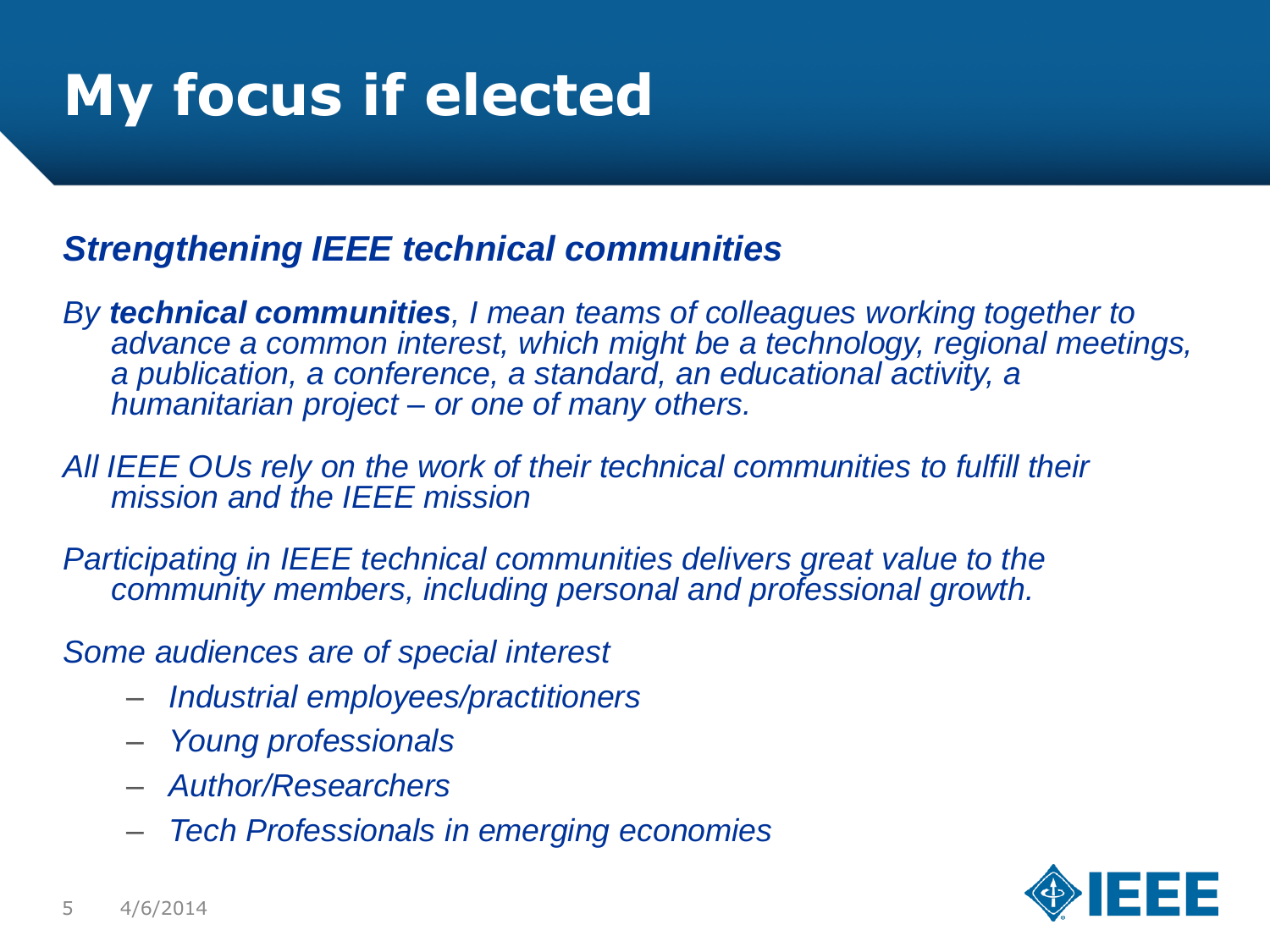# My focus if elected

***Strengthening IEEE technical communities***

*By **technical communities**, I mean teams of colleagues working together to advance a common interest, which might be a technology, regional meetings, a publication, a conference, a standard, an educational activity, a humanitarian project – or one of many others.*

*All IEEE OUs rely on the work of their technical communities to fulfill their mission and the IEEE mission*

*Participating in IEEE technical communities delivers great value to the community members, including personal and professional growth.*

*Some audiences are of special interest*

- *Industrial employees/practitioners*
- *Young professionals*
- *Author/Researchers*
- *Tech Professionals in emerging economies*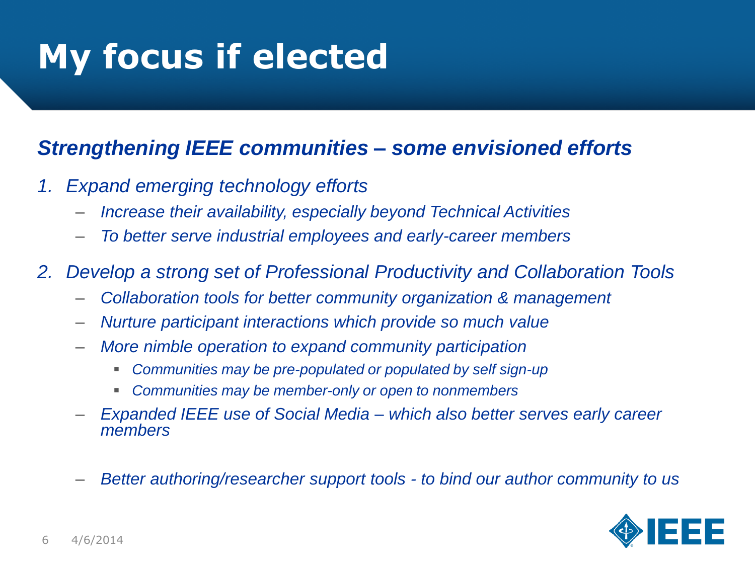# My focus if elected

## *Strengthening IEEE communities – some envisioned efforts*

1. *Expand emerging technology efforts*
   - *Increase their availability, especially beyond Technical Activities*
   - *To better serve industrial employees and early-career members*
2. *Develop a strong set of Professional Productivity and Collaboration Tools*
   - *Collaboration tools for better community organization & management*
   - *Nurture participant interactions which provide so much value*
   - *More nimble operation to expand community participation*
     - *Communities may be pre-populated or populated by self sign-up*
     - *Communities may be member-only or open to nonmembers*
   - *Expanded IEEE use of Social Media – which also better serves early career members*
   - *Better authoring/researcher support tools - to bind our author community to us*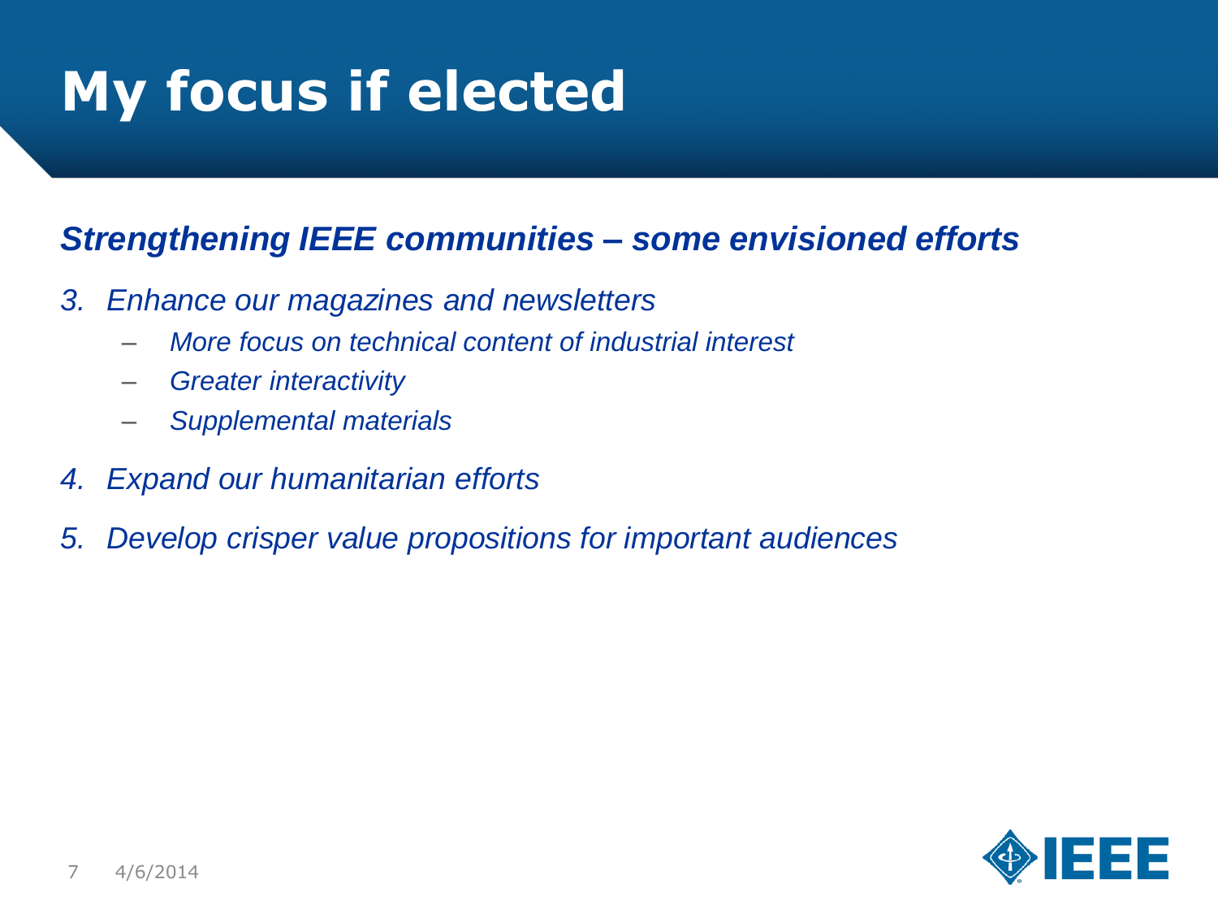# My focus if elected

***Strengthening IEEE communities – some envisioned efforts***

3. *Enhance our magazines and newsletters*
   - *More focus on technical content of industrial interest*
   - *Greater interactivity*
   - *Supplemental materials*
4. *Expand our humanitarian efforts*
5. *Develop crisper value propositions for important audiences*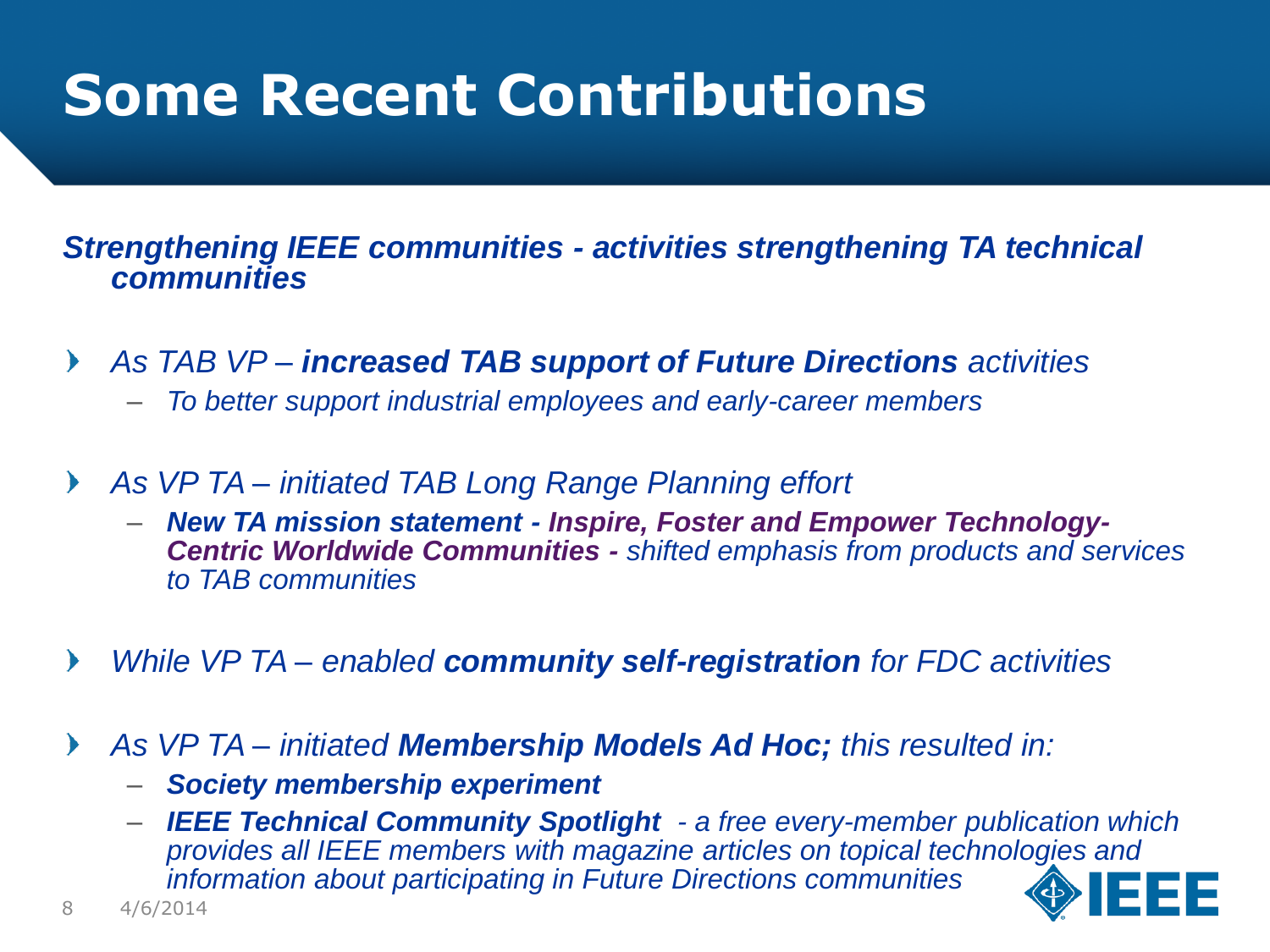# Some Recent Contributions

***Strengthening IEEE communities - activities strengthening TA technical communities***

- *As TAB VP – **increased TAB support of Future Directions** activities*
  - *To better support industrial employees and early-career members*
- *As VP TA – initiated TAB Long Range Planning effort*
  - ***New TA mission statement - Inspire, Foster and Empower Technology-Centric Worldwide Communities -** shifted emphasis from products and services to TAB communities*
- *While VP TA – enabled **community self-registration** for FDC activities*
- *As VP TA – initiated **Membership Models Ad Hoc;** this resulted in:*
  - ***Society membership experiment***
  - ***IEEE Technical Community Spotlight** - a free every-member publication which provides all IEEE members with magazine articles on topical technologies and information about participating in Future Directions communities*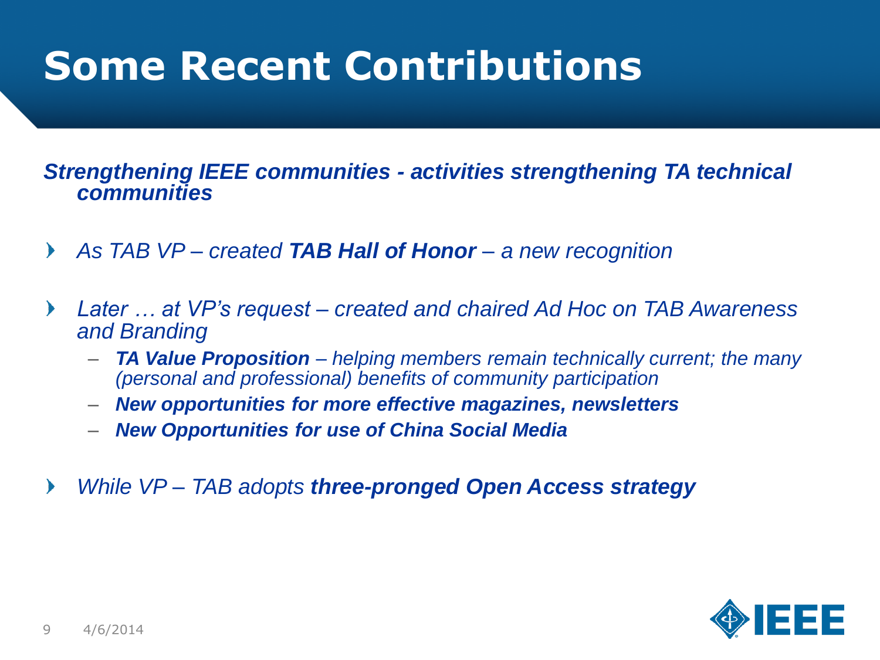# Some Recent Contributions

***Strengthening IEEE communities - activities strengthening TA technical communities***

- *As TAB VP – created **TAB Hall of Honor** – a new recognition*
- *Later … at VP's request – created and chaired Ad Hoc on TAB Awareness and Branding*
  - ***TA Value Proposition** – helping members remain technically current; the many (personal and professional) benefits of community participation*
  - ***New opportunities for more effective magazines, newsletters***
  - ***New Opportunities for use of China Social Media***
- *While VP – TAB adopts **three-pronged Open Access strategy***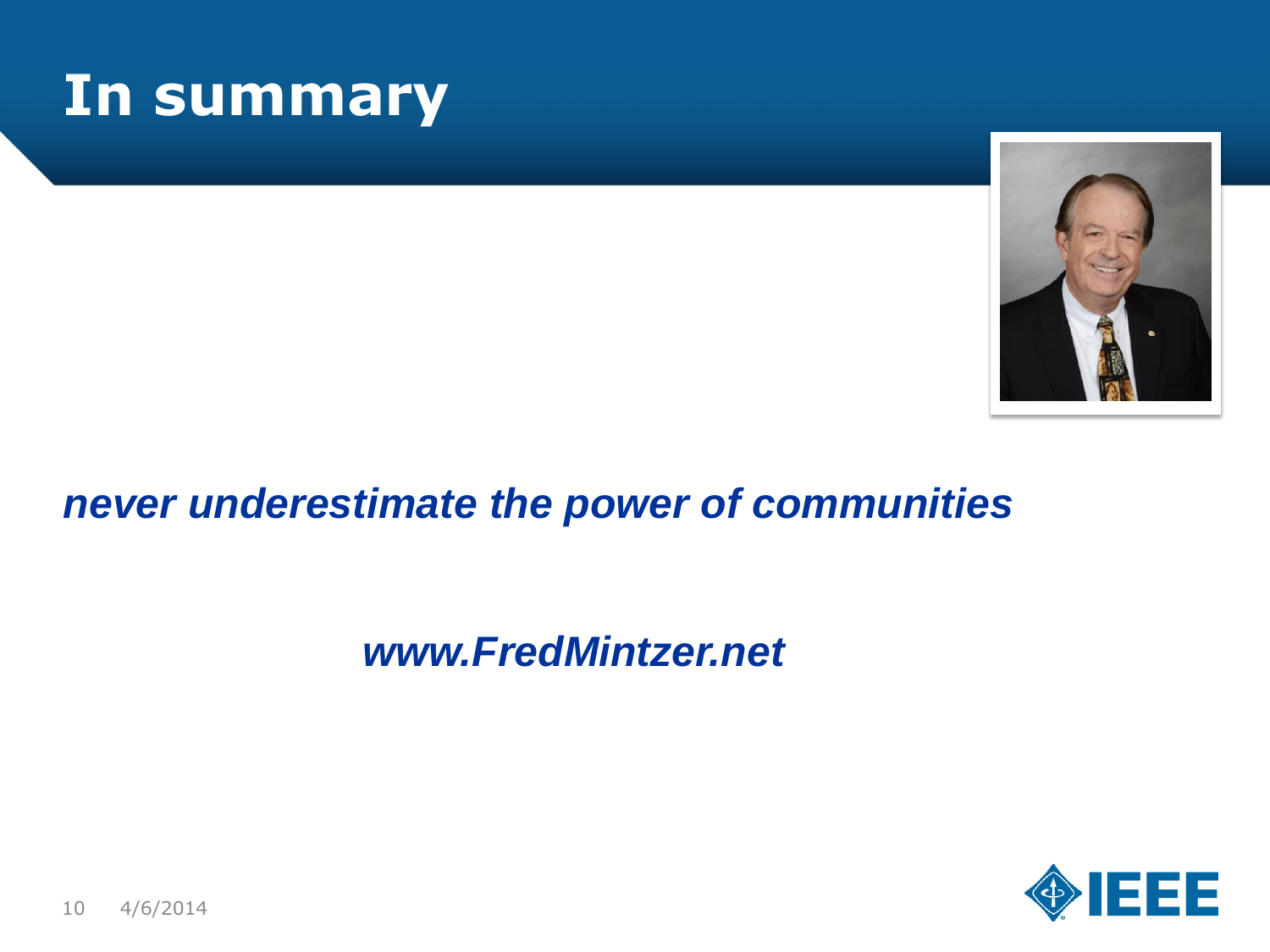# In summary

***never underestimate the power of communities***

***www.FredMintzer.net***